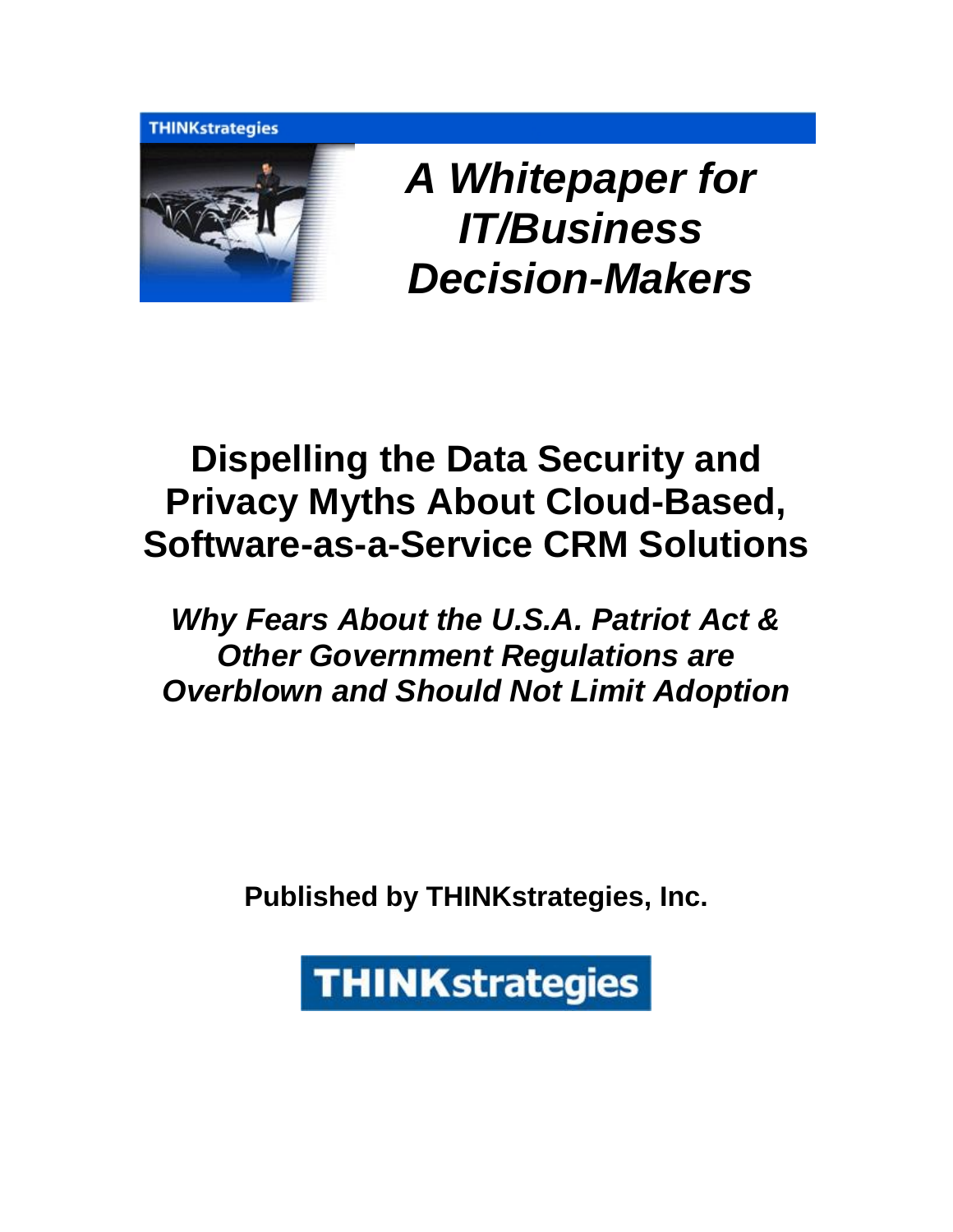THINKstrategies

*A Whitepaper for IT/Business Decision-Makers*

# Dispelling the Data Security and Privacy Myths About Cloud-Based, Software-as-a-Service CRM Solutions

### *Why Fears About the U.S.A. Patriot Act & Other Government Regulations are Overblown and Should Not Limit Adoption*

**Published by THINKstrategies, Inc.**

THINKstrategies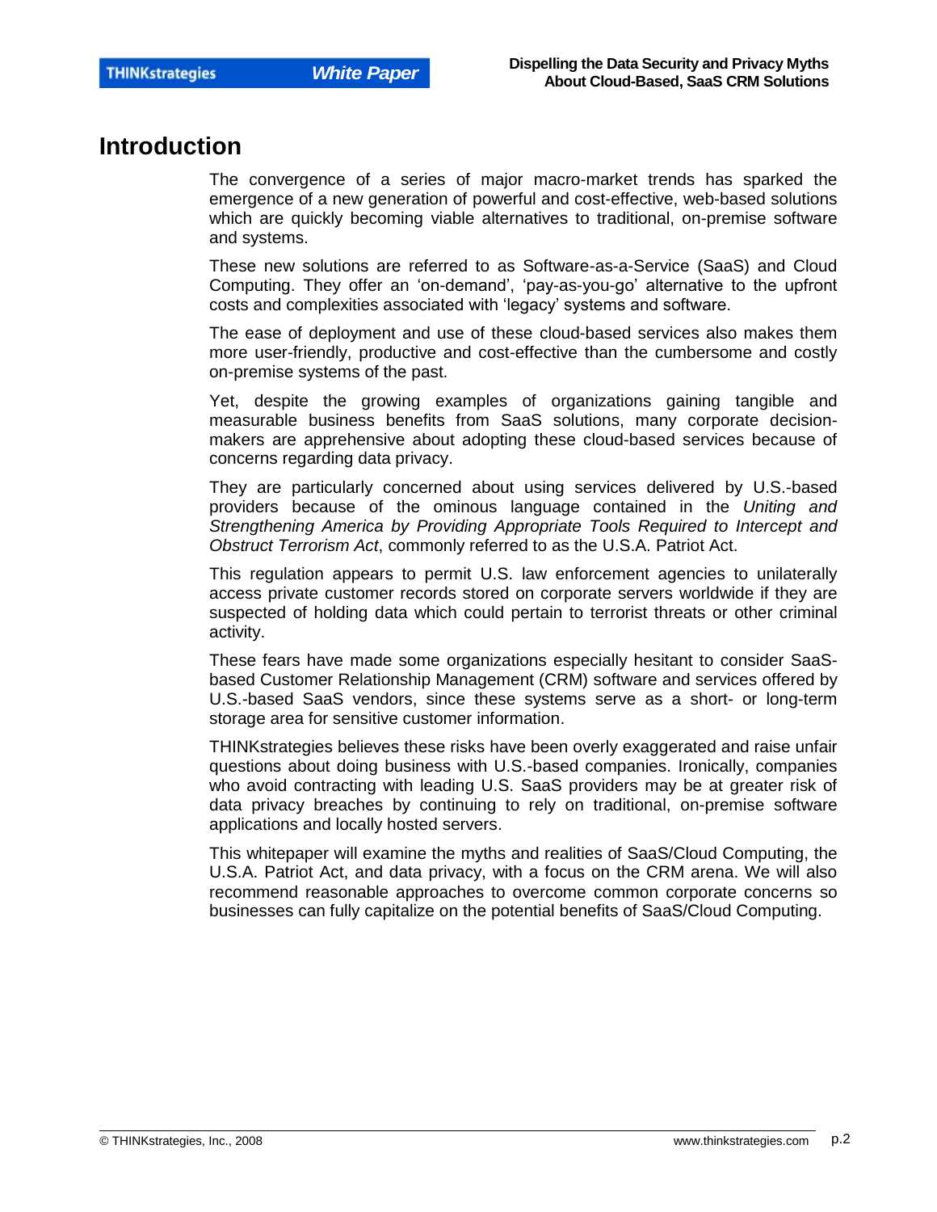# Introduction

The convergence of a series of major macro-market trends has sparked the emergence of a new generation of powerful and cost-effective, web-based solutions which are quickly becoming viable alternatives to traditional, on-premise software and systems.

These new solutions are referred to as Software-as-a-Service (SaaS) and Cloud Computing. They offer an 'on-demand', 'pay-as-you-go' alternative to the upfront costs and complexities associated with 'legacy' systems and software.

The ease of deployment and use of these cloud-based services also makes them more user-friendly, productive and cost-effective than the cumbersome and costly on-premise systems of the past.

Yet, despite the growing examples of organizations gaining tangible and measurable business benefits from SaaS solutions, many corporate decision-makers are apprehensive about adopting these cloud-based services because of concerns regarding data privacy.

They are particularly concerned about using services delivered by U.S.-based providers because of the ominous language contained in the *Uniting and Strengthening America by Providing Appropriate Tools Required to Intercept and Obstruct Terrorism Act*, commonly referred to as the U.S.A. Patriot Act.

This regulation appears to permit U.S. law enforcement agencies to unilaterally access private customer records stored on corporate servers worldwide if they are suspected of holding data which could pertain to terrorist threats or other criminal activity.

These fears have made some organizations especially hesitant to consider SaaS-based Customer Relationship Management (CRM) software and services offered by U.S.-based SaaS vendors, since these systems serve as a short- or long-term storage area for sensitive customer information.

THINKstrategies believes these risks have been overly exaggerated and raise unfair questions about doing business with U.S.-based companies. Ironically, companies who avoid contracting with leading U.S. SaaS providers may be at greater risk of data privacy breaches by continuing to rely on traditional, on-premise software applications and locally hosted servers.

This whitepaper will examine the myths and realities of SaaS/Cloud Computing, the U.S.A. Patriot Act, and data privacy, with a focus on the CRM arena. We will also recommend reasonable approaches to overcome common corporate concerns so businesses can fully capitalize on the potential benefits of SaaS/Cloud Computing.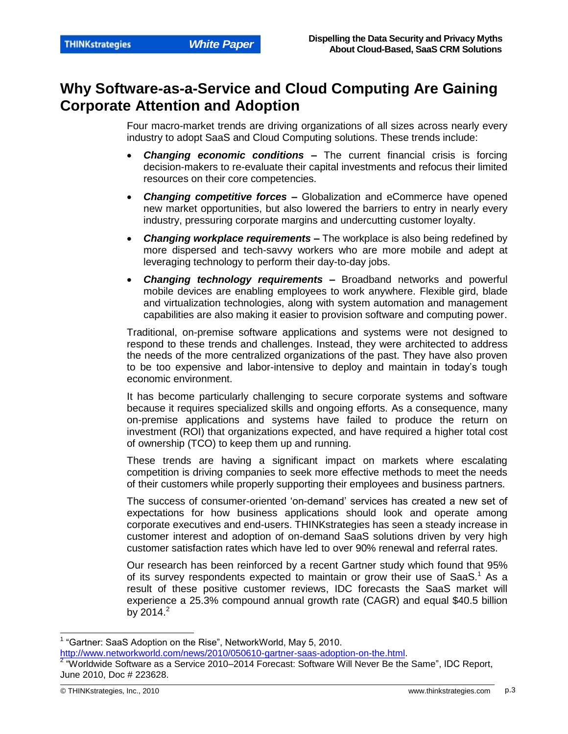# Why Software-as-a-Service and Cloud Computing Are Gaining Corporate Attention and Adoption

Four macro-market trends are driving organizations of all sizes across nearly every industry to adopt SaaS and Cloud Computing solutions. These trends include:

- ***Changing economic conditions*** **–** The current financial crisis is forcing decision-makers to re-evaluate their capital investments and refocus their limited resources on their core competencies.
- ***Changing competitive forces*** **–** Globalization and eCommerce have opened new market opportunities, but also lowered the barriers to entry in nearly every industry, pressuring corporate margins and undercutting customer loyalty.
- ***Changing workplace requirements*** **–** The workplace is also being redefined by more dispersed and tech-savvy workers who are more mobile and adept at leveraging technology to perform their day-to-day jobs.
- ***Changing technology requirements*** **–** Broadband networks and powerful mobile devices are enabling employees to work anywhere. Flexible gird, blade and virtualization technologies, along with system automation and management capabilities are also making it easier to provision software and computing power.

Traditional, on-premise software applications and systems were not designed to respond to these trends and challenges. Instead, they were architected to address the needs of the more centralized organizations of the past. They have also proven to be too expensive and labor-intensive to deploy and maintain in today's tough economic environment.

It has become particularly challenging to secure corporate systems and software because it requires specialized skills and ongoing efforts. As a consequence, many on-premise applications and systems have failed to produce the return on investment (ROI) that organizations expected, and have required a higher total cost of ownership (TCO) to keep them up and running.

These trends are having a significant impact on markets where escalating competition is driving companies to seek more effective methods to meet the needs of their customers while properly supporting their employees and business partners.

The success of consumer-oriented 'on-demand' services has created a new set of expectations for how business applications should look and operate among corporate executives and end-users. THINKstrategies has seen a steady increase in customer interest and adoption of on-demand SaaS solutions driven by very high customer satisfaction rates which have led to over 90% renewal and referral rates.

Our research has been reinforced by a recent Gartner study which found that 95% of its survey respondents expected to maintain or grow their use of SaaS.[1] As a result of these positive customer reviews, IDC forecasts the SaaS market will experience a 25.3% compound annual growth rate (CAGR) and equal $40.5 billion by 2014.[2]

---

[1] "Gartner: SaaS Adoption on the Rise", NetworkWorld, May 5, 2010. http://www.networkworld.com/news/2010/050610-gartner-saas-adoption-on-the.html.

[2] "Worldwide Software as a Service 2010–2014 Forecast: Software Will Never Be the Same", IDC Report, June 2010, Doc # 223628.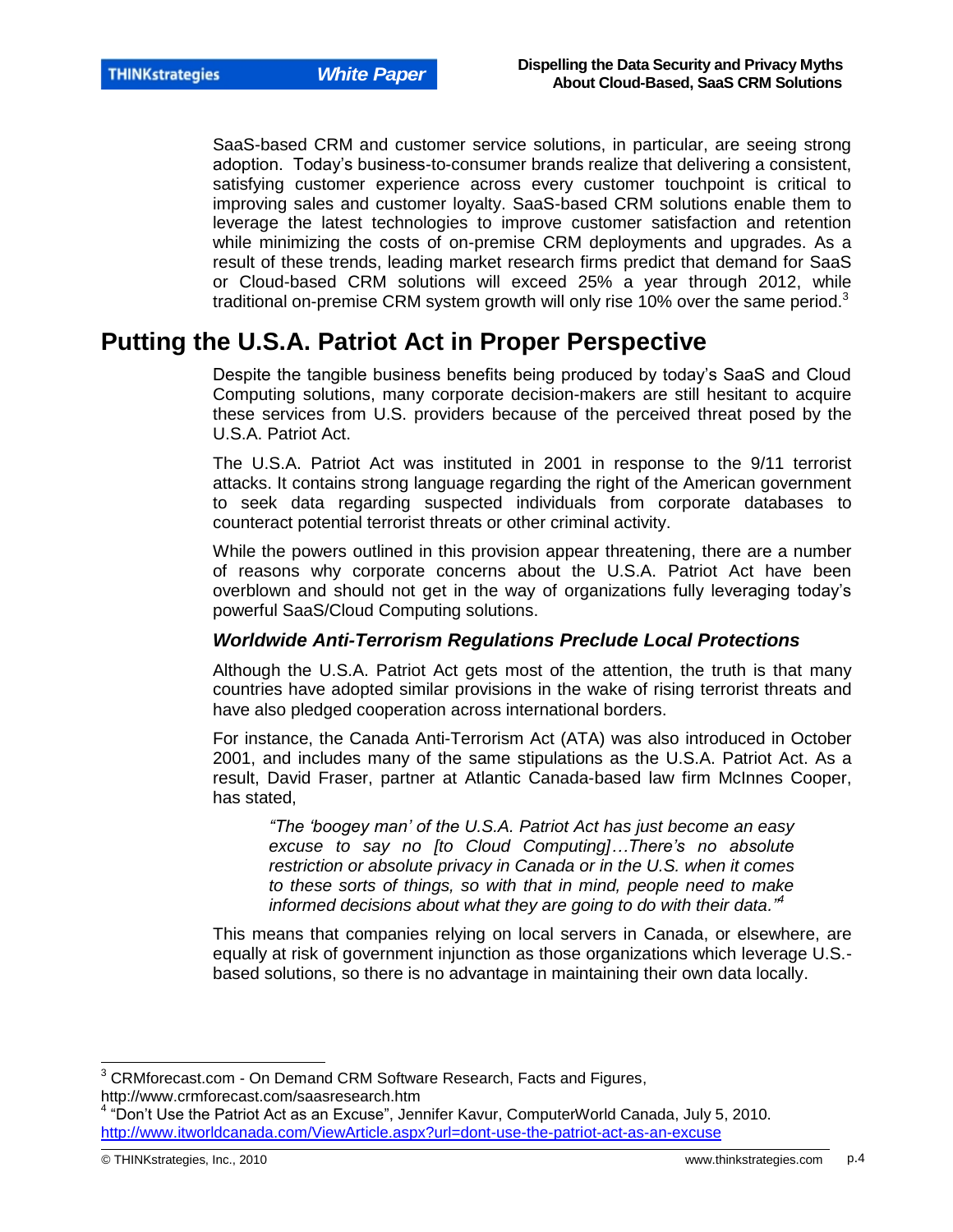SaaS-based CRM and customer service solutions, in particular, are seeing strong adoption. Today's business-to-consumer brands realize that delivering a consistent, satisfying customer experience across every customer touchpoint is critical to improving sales and customer loyalty. SaaS-based CRM solutions enable them to leverage the latest technologies to improve customer satisfaction and retention while minimizing the costs of on-premise CRM deployments and upgrades. As a result of these trends, leading market research firms predict that demand for SaaS or Cloud-based CRM solutions will exceed 25% a year through 2012, while traditional on-premise CRM system growth will only rise 10% over the same period.[3]

## Putting the U.S.A. Patriot Act in Proper Perspective

Despite the tangible business benefits being produced by today's SaaS and Cloud Computing solutions, many corporate decision-makers are still hesitant to acquire these services from U.S. providers because of the perceived threat posed by the U.S.A. Patriot Act.

The U.S.A. Patriot Act was instituted in 2001 in response to the 9/11 terrorist attacks. It contains strong language regarding the right of the American government to seek data regarding suspected individuals from corporate databases to counteract potential terrorist threats or other criminal activity.

While the powers outlined in this provision appear threatening, there are a number of reasons why corporate concerns about the U.S.A. Patriot Act have been overblown and should not get in the way of organizations fully leveraging today's powerful SaaS/Cloud Computing solutions.

### *Worldwide Anti-Terrorism Regulations Preclude Local Protections*

Although the U.S.A. Patriot Act gets most of the attention, the truth is that many countries have adopted similar provisions in the wake of rising terrorist threats and have also pledged cooperation across international borders.

For instance, the Canada Anti-Terrorism Act (ATA) was also introduced in October 2001, and includes many of the same stipulations as the U.S.A. Patriot Act. As a result, David Fraser, partner at Atlantic Canada-based law firm McInnes Cooper, has stated,

> *"The 'boogey man' of the U.S.A. Patriot Act has just become an easy excuse to say no [to Cloud Computing]…There's no absolute restriction or absolute privacy in Canada or in the U.S. when it comes to these sorts of things, so with that in mind, people need to make informed decisions about what they are going to do with their data."*[4]

This means that companies relying on local servers in Canada, or elsewhere, are equally at risk of government injunction as those organizations which leverage U.S.-based solutions, so there is no advantage in maintaining their own data locally.

---

[3] CRMforecast.com - On Demand CRM Software Research, Facts and Figures, http://www.crmforecast.com/saasresearch.htm

[4] "Don't Use the Patriot Act as an Excuse", Jennifer Kavur, ComputerWorld Canada, July 5, 2010. http://www.itworldcanada.com/ViewArticle.aspx?url=dont-use-the-patriot-act-as-an-excuse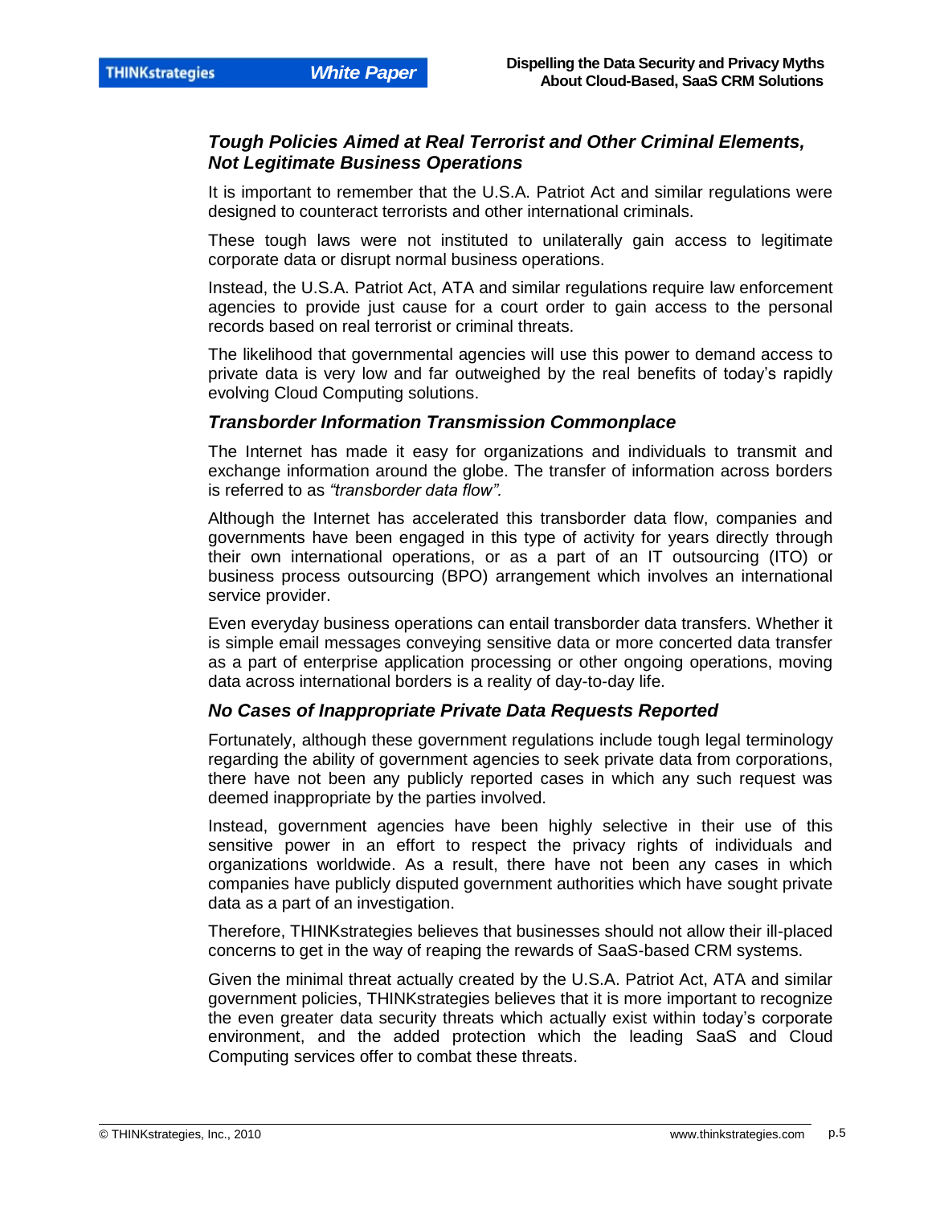### *Tough Policies Aimed at Real Terrorist and Other Criminal Elements, Not Legitimate Business Operations*

It is important to remember that the U.S.A. Patriot Act and similar regulations were designed to counteract terrorists and other international criminals.

These tough laws were not instituted to unilaterally gain access to legitimate corporate data or disrupt normal business operations.

Instead, the U.S.A. Patriot Act, ATA and similar regulations require law enforcement agencies to provide just cause for a court order to gain access to the personal records based on real terrorist or criminal threats.

The likelihood that governmental agencies will use this power to demand access to private data is very low and far outweighed by the real benefits of today's rapidly evolving Cloud Computing solutions.

### *Transborder Information Transmission Commonplace*

The Internet has made it easy for organizations and individuals to transmit and exchange information around the globe. The transfer of information across borders is referred to as *"transborder data flow".*

Although the Internet has accelerated this transborder data flow, companies and governments have been engaged in this type of activity for years directly through their own international operations, or as a part of an IT outsourcing (ITO) or business process outsourcing (BPO) arrangement which involves an international service provider.

Even everyday business operations can entail transborder data transfers. Whether it is simple email messages conveying sensitive data or more concerted data transfer as a part of enterprise application processing or other ongoing operations, moving data across international borders is a reality of day-to-day life.

### *No Cases of Inappropriate Private Data Requests Reported*

Fortunately, although these government regulations include tough legal terminology regarding the ability of government agencies to seek private data from corporations, there have not been any publicly reported cases in which any such request was deemed inappropriate by the parties involved.

Instead, government agencies have been highly selective in their use of this sensitive power in an effort to respect the privacy rights of individuals and organizations worldwide. As a result, there have not been any cases in which companies have publicly disputed government authorities which have sought private data as a part of an investigation.

Therefore, THINKstrategies believes that businesses should not allow their ill-placed concerns to get in the way of reaping the rewards of SaaS-based CRM systems.

Given the minimal threat actually created by the U.S.A. Patriot Act, ATA and similar government policies, THINKstrategies believes that it is more important to recognize the even greater data security threats which actually exist within today's corporate environment, and the added protection which the leading SaaS and Cloud Computing services offer to combat these threats.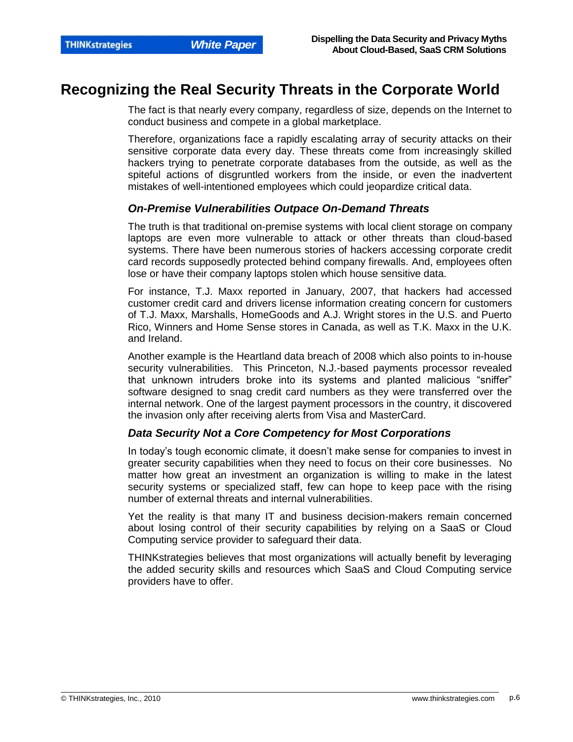# Recognizing the Real Security Threats in the Corporate World

The fact is that nearly every company, regardless of size, depends on the Internet to conduct business and compete in a global marketplace.

Therefore, organizations face a rapidly escalating array of security attacks on their sensitive corporate data every day. These threats come from increasingly skilled hackers trying to penetrate corporate databases from the outside, as well as the spiteful actions of disgruntled workers from the inside, or even the inadvertent mistakes of well-intentioned employees which could jeopardize critical data.

### *On-Premise Vulnerabilities Outpace On-Demand Threats*

The truth is that traditional on-premise systems with local client storage on company laptops are even more vulnerable to attack or other threats than cloud-based systems. There have been numerous stories of hackers accessing corporate credit card records supposedly protected behind company firewalls. And, employees often lose or have their company laptops stolen which house sensitive data.

For instance, T.J. Maxx reported in January, 2007, that hackers had accessed customer credit card and drivers license information creating concern for customers of T.J. Maxx, Marshalls, HomeGoods and A.J. Wright stores in the U.S. and Puerto Rico, Winners and Home Sense stores in Canada, as well as T.K. Maxx in the U.K. and Ireland.

Another example is the Heartland data breach of 2008 which also points to in-house security vulnerabilities. This Princeton, N.J.-based payments processor revealed that unknown intruders broke into its systems and planted malicious "sniffer" software designed to snag credit card numbers as they were transferred over the internal network. One of the largest payment processors in the country, it discovered the invasion only after receiving alerts from Visa and MasterCard.

### *Data Security Not a Core Competency for Most Corporations*

In today's tough economic climate, it doesn't make sense for companies to invest in greater security capabilities when they need to focus on their core businesses. No matter how great an investment an organization is willing to make in the latest security systems or specialized staff, few can hope to keep pace with the rising number of external threats and internal vulnerabilities.

Yet the reality is that many IT and business decision-makers remain concerned about losing control of their security capabilities by relying on a SaaS or Cloud Computing service provider to safeguard their data.

THINKstrategies believes that most organizations will actually benefit by leveraging the added security skills and resources which SaaS and Cloud Computing service providers have to offer.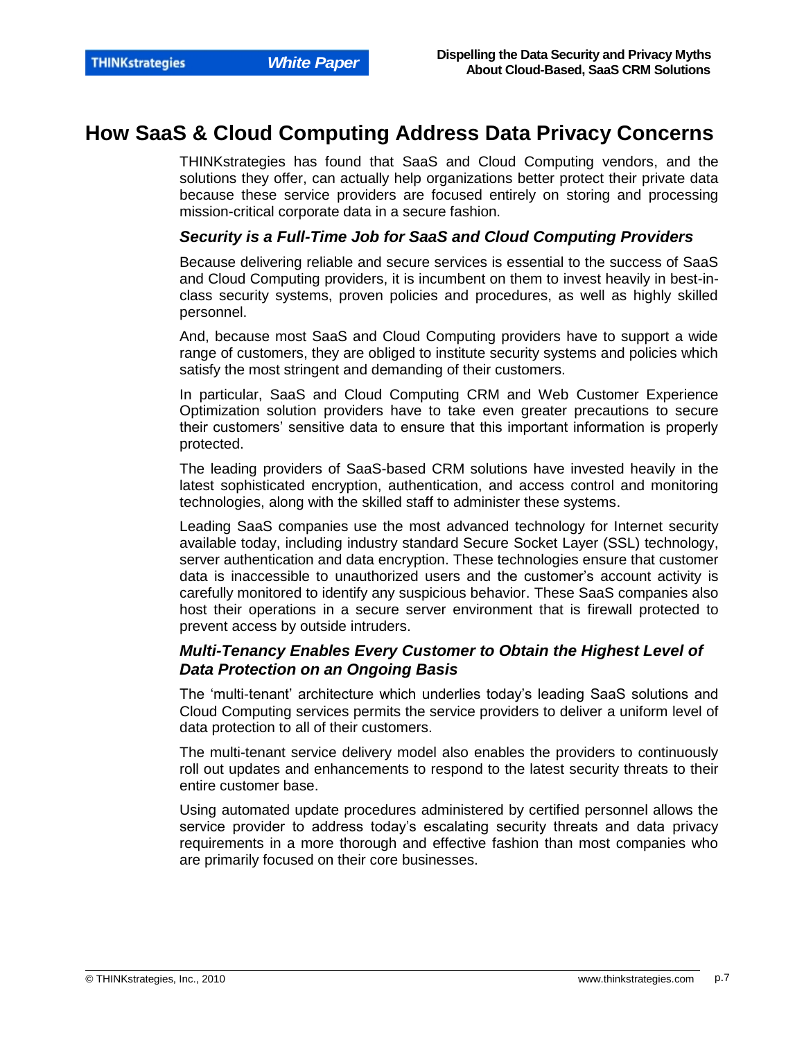# How SaaS & Cloud Computing Address Data Privacy Concerns

THINKstrategies has found that SaaS and Cloud Computing vendors, and the solutions they offer, can actually help organizations better protect their private data because these service providers are focused entirely on storing and processing mission-critical corporate data in a secure fashion.

### *Security is a Full-Time Job for SaaS and Cloud Computing Providers*

Because delivering reliable and secure services is essential to the success of SaaS and Cloud Computing providers, it is incumbent on them to invest heavily in best-in-class security systems, proven policies and procedures, as well as highly skilled personnel.

And, because most SaaS and Cloud Computing providers have to support a wide range of customers, they are obliged to institute security systems and policies which satisfy the most stringent and demanding of their customers.

In particular, SaaS and Cloud Computing CRM and Web Customer Experience Optimization solution providers have to take even greater precautions to secure their customers' sensitive data to ensure that this important information is properly protected.

The leading providers of SaaS-based CRM solutions have invested heavily in the latest sophisticated encryption, authentication, and access control and monitoring technologies, along with the skilled staff to administer these systems.

Leading SaaS companies use the most advanced technology for Internet security available today, including industry standard Secure Socket Layer (SSL) technology, server authentication and data encryption. These technologies ensure that customer data is inaccessible to unauthorized users and the customer's account activity is carefully monitored to identify any suspicious behavior. These SaaS companies also host their operations in a secure server environment that is firewall protected to prevent access by outside intruders.

### *Multi-Tenancy Enables Every Customer to Obtain the Highest Level of Data Protection on an Ongoing Basis*

The 'multi-tenant' architecture which underlies today's leading SaaS solutions and Cloud Computing services permits the service providers to deliver a uniform level of data protection to all of their customers.

The multi-tenant service delivery model also enables the providers to continuously roll out updates and enhancements to respond to the latest security threats to their entire customer base.

Using automated update procedures administered by certified personnel allows the service provider to address today's escalating security threats and data privacy requirements in a more thorough and effective fashion than most companies who are primarily focused on their core businesses.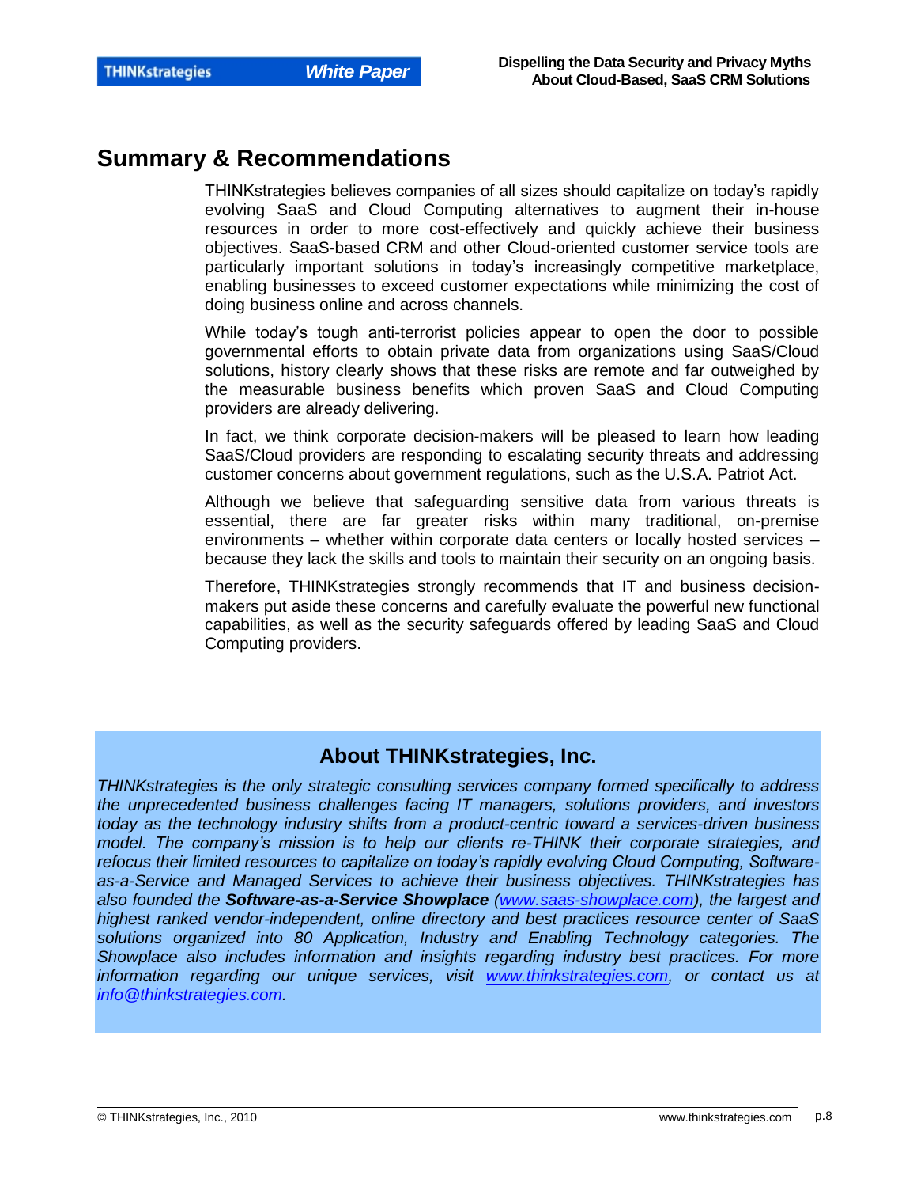## Summary & Recommendations

THINKstrategies believes companies of all sizes should capitalize on today's rapidly evolving SaaS and Cloud Computing alternatives to augment their in-house resources in order to more cost-effectively and quickly achieve their business objectives. SaaS-based CRM and other Cloud-oriented customer service tools are particularly important solutions in today's increasingly competitive marketplace, enabling businesses to exceed customer expectations while minimizing the cost of doing business online and across channels.

While today's tough anti-terrorist policies appear to open the door to possible governmental efforts to obtain private data from organizations using SaaS/Cloud solutions, history clearly shows that these risks are remote and far outweighed by the measurable business benefits which proven SaaS and Cloud Computing providers are already delivering.

In fact, we think corporate decision-makers will be pleased to learn how leading SaaS/Cloud providers are responding to escalating security threats and addressing customer concerns about government regulations, such as the U.S.A. Patriot Act.

Although we believe that safeguarding sensitive data from various threats is essential, there are far greater risks within many traditional, on-premise environments – whether within corporate data centers or locally hosted services – because they lack the skills and tools to maintain their security on an ongoing basis.

Therefore, THINKstrategies strongly recommends that IT and business decision-makers put aside these concerns and carefully evaluate the powerful new functional capabilities, as well as the security safeguards offered by leading SaaS and Cloud Computing providers.

### About THINKstrategies, Inc.

*THINKstrategies is the only strategic consulting services company formed specifically to address the unprecedented business challenges facing IT managers, solutions providers, and investors today as the technology industry shifts from a product-centric toward a services-driven business model. The company's mission is to help our clients re-THINK their corporate strategies, and refocus their limited resources to capitalize on today's rapidly evolving Cloud Computing, Software-as-a-Service and Managed Services to achieve their business objectives. THINKstrategies has also founded the* ***Software-as-a-Service Showplace*** *(www.saas-showplace.com), the largest and highest ranked vendor-independent, online directory and best practices resource center of SaaS solutions organized into 80 Application, Industry and Enabling Technology categories. The Showplace also includes information and insights regarding industry best practices. For more information regarding our unique services, visit www.thinkstrategies.com, or contact us at info@thinkstrategies.com.*